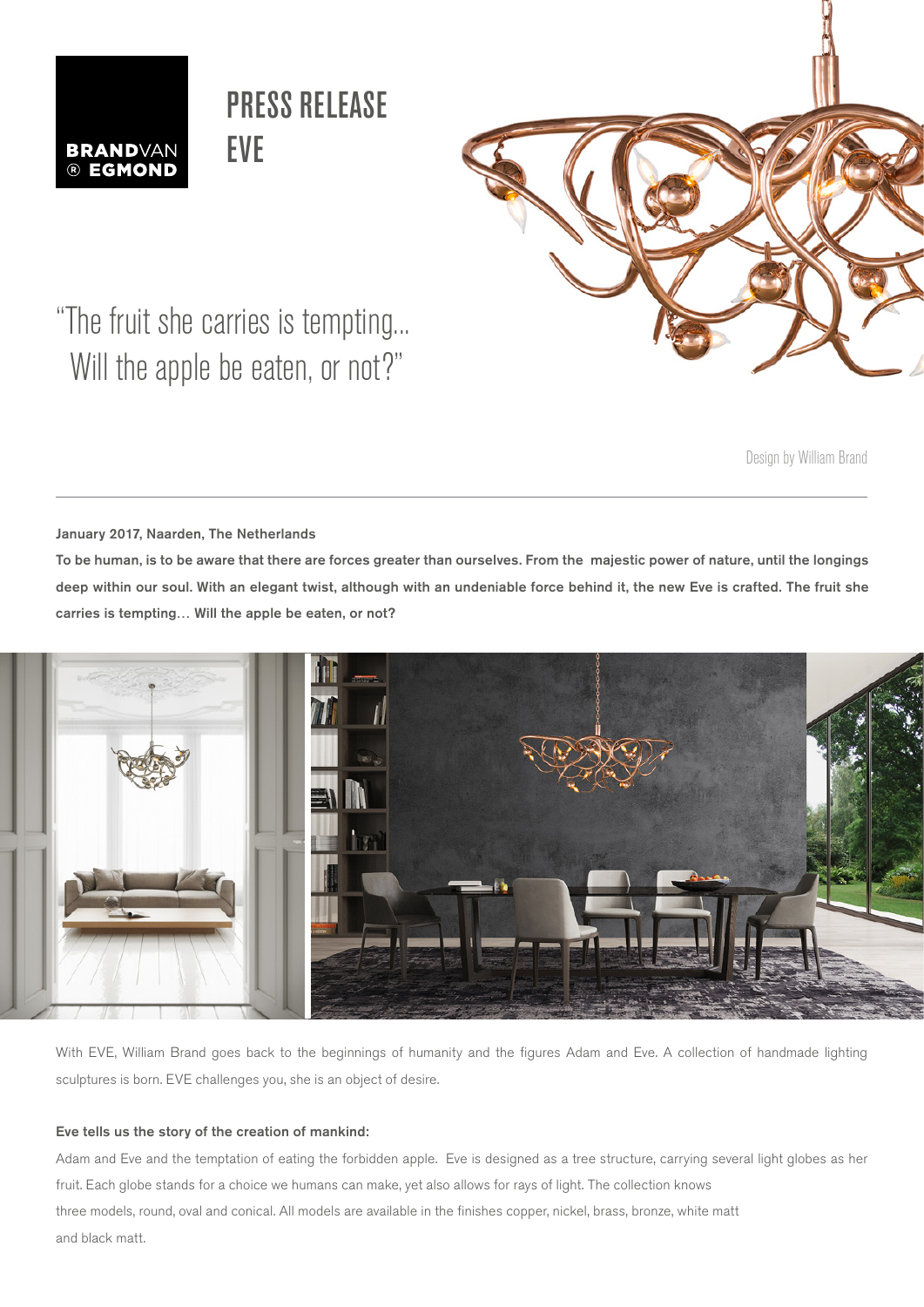BRANDVAN EGMOND

# PRESS RELEASE
# EVE

"The fruit she carries is tempting... Will the apple be eaten, or not?"

Design by William Brand

**January 2017, Naarden, The Netherlands**

**To be human, is to be aware that there are forces greater than ourselves. From the majestic power of nature, until the longings deep within our soul. With an elegant twist, although with an undeniable force behind it, the new Eve is crafted. The fruit she carries is tempting… Will the apple be eaten, or not?**

With EVE, William Brand goes back to the beginnings of humanity and the figures Adam and Eve. A collection of handmade lighting sculptures is born. EVE challenges you, she is an object of desire.

**Eve tells us the story of the creation of mankind:**

Adam and Eve and the temptation of eating the forbidden apple. Eve is designed as a tree structure, carrying several light globes as her fruit. Each globe stands for a choice we humans can make, yet also allows for rays of light. The collection knows three models, round, oval and conical. All models are available in the finishes copper, nickel, brass, bronze, white matt and black matt.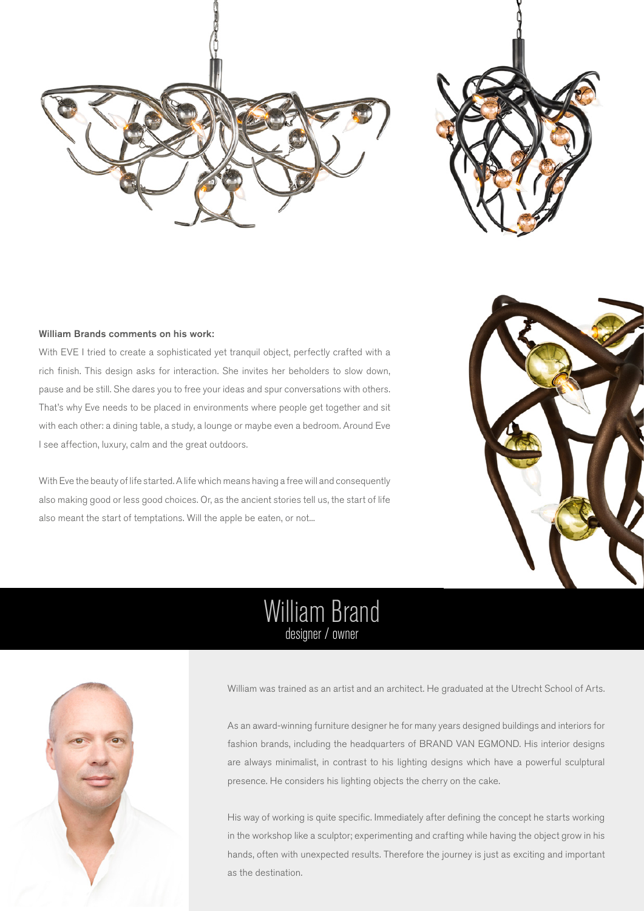**William Brands comments on his work:**

With EVE I tried to create a sophisticated yet tranquil object, perfectly crafted with a rich finish. This design asks for interaction. She invites her beholders to slow down, pause and be still. She dares you to free your ideas and spur conversations with others. That's why Eve needs to be placed in environments where people get together and sit with each other: a dining table, a study, a lounge or maybe even a bedroom. Around Eve I see affection, luxury, calm and the great outdoors.

With Eve the beauty of life started. A life which means having a free will and consequently also making good or less good choices. Or, as the ancient stories tell us, the start of life also meant the start of temptations. Will the apple be eaten, or not...

# William Brand

designer / owner

William was trained as an artist and an architect. He graduated at the Utrecht School of Arts.

As an award-winning furniture designer he for many years designed buildings and interiors for fashion brands, including the headquarters of BRAND VAN EGMOND. His interior designs are always minimalist, in contrast to his lighting designs which have a powerful sculptural presence. He considers his lighting objects the cherry on the cake.

His way of working is quite specific. Immediately after defining the concept he starts working in the workshop like a sculptor; experimenting and crafting while having the object grow in his hands, often with unexpected results. Therefore the journey is just as exciting and important as the destination.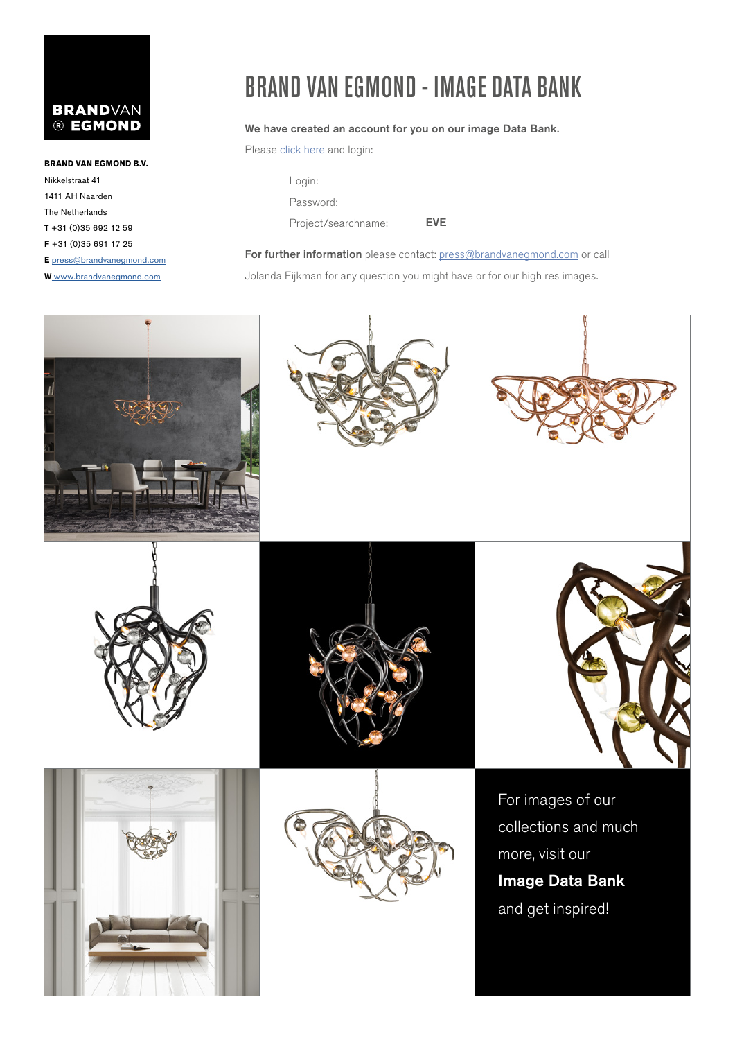BRANDVAN
® EGMOND

**BRAND VAN EGMOND B.V.**

Nikkelstraat 41
1411 AH Naarden
The Netherlands
**T** +31 (0)35 692 12 59
**F** +31 (0)35 691 17 25
**E** press@brandvanegmond.com
**W** www.brandvanegmond.com

# BRAND VAN EGMOND - IMAGE DATA BANK

**We have created an account for you on our image Data Bank.**

Please click here and login:

Login:
Password:
Project/searchname: **EVE**

**For further information** please contact: press@brandvanegmond.com or call Jolanda Eijkman for any question you might have or for our high res images.

For images of our collections and much more, visit our **Image Data Bank** and get inspired!